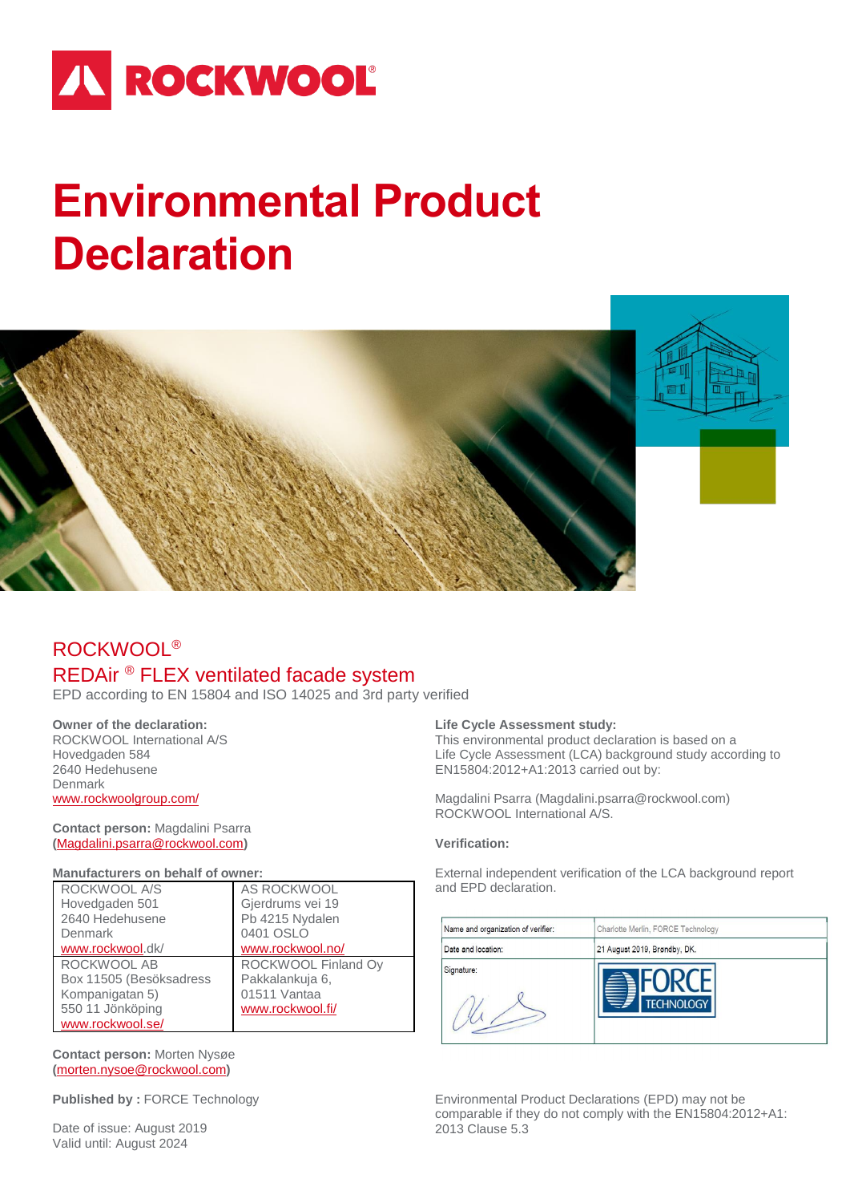# Environmental Product Declaration

## ROCKWOOL®

## REDAir ® FLEX ventilated facade system

EPD according to EN 15804 and ISO 14025 and 3rd party verified

**Owner of the declaration:**
ROCKWOOL International A/S
Hovedgaden 584
2640 Hedehusene
Denmark
www.rockwoolgroup.com/

**Contact person:** Magdalini Psarra
(Magdalini.psarra@rockwool.com)

**Manufacturers on behalf of owner:**

| | |
|---|---|
| ROCKWOOL A/S<br>Hovedgaden 501<br>2640 Hedehusene<br>Denmark<br>www.rockwool.dk/ | AS ROCKWOOL<br>Gjerdrums vei 19<br>Pb 4215 Nydalen<br>0401 OSLO<br>www.rockwool.no/ |
| ROCKWOOL AB<br>Box 11505 (Besöksadress<br>Kompanigatan 5)<br>550 11 Jönköping<br>www.rockwool.se/ | ROCKWOOL Finland Oy<br>Pakkalankuja 6,<br>01511 Vantaa<br>www.rockwool.fi/ |

**Contact person:** Morten Nysøe
(morten.nysoe@rockwool.com)

**Published by :** FORCE Technology

Date of issue: August 2019
Valid until: August 2024

**Life Cycle Assessment study:**
This environmental product declaration is based on a Life Cycle Assessment (LCA) background study according to EN15804:2012+A1:2013 carried out by:

Magdalini Psarra (Magdalini.psarra@rockwool.com)
ROCKWOOL International A/S.

**Verification:**

External independent verification of the LCA background report and EPD declaration.

| | |
|---|---|
| Name and organization of verifier: | Charlotte Merlin, FORCE Technology |
| Date and location: | 21 August 2019, Brøndby, DK. |
| Signature: | FORCE TECHNOLOGY |

Environmental Product Declarations (EPD) may not be comparable if they do not comply with the EN15804:2012+A1:2013 Clause 5.3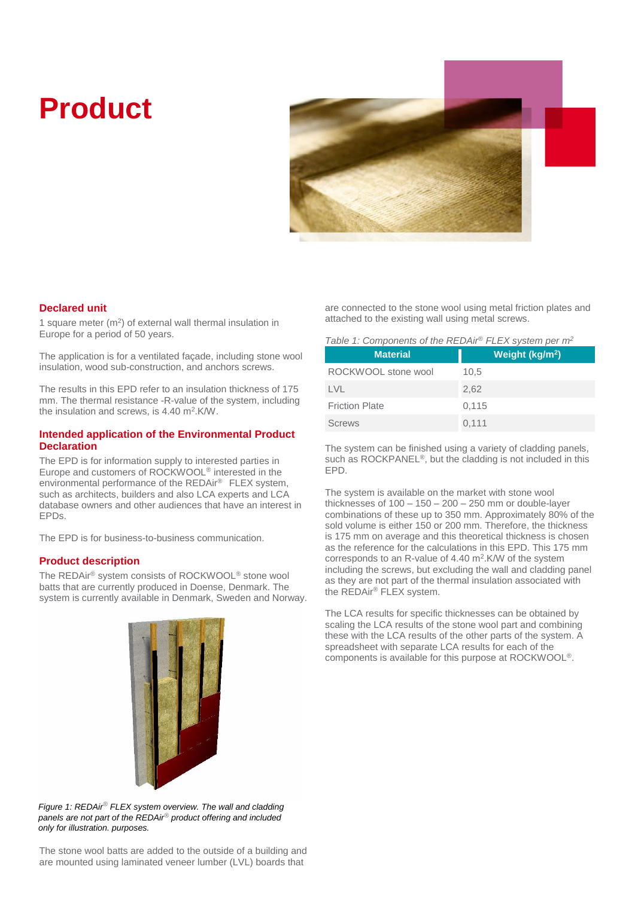# Product

## Declared unit

1 square meter ($m^2$) of external wall thermal insulation in Europe for a period of 50 years.

The application is for a ventilated façade, including stone wool insulation, wood sub-construction, and anchors screws.

The results in this EPD refer to an insulation thickness of 175 mm. The thermal resistance -R-value of the system, including the insulation and screws, is 4.40 $m^2$.K/W.

## Intended application of the Environmental Product Declaration

The EPD is for information supply to interested parties in Europe and customers of ROCKWOOL® interested in the environmental performance of the REDAir® FLEX system, such as architects, builders and also LCA experts and LCA database owners and other audiences that have an interest in EPDs.

The EPD is for business-to-business communication.

## Product description

The REDAir® system consists of ROCKWOOL® stone wool batts that are currently produced in Doense, Denmark. The system is currently available in Denmark, Sweden and Norway.

*Figure 1: REDAir® FLEX system overview. The wall and cladding panels are not part of the REDAir® product offering and included only for illustration. purposes.*

The stone wool batts are added to the outside of a building and are mounted using laminated veneer lumber (LVL) boards that are connected to the stone wool using metal friction plates and attached to the existing wall using metal screws.

*Table 1: Components of the REDAir® FLEX system per $m^2$*

| Material | Weight (kg/$m^2$) |
|---|---|
| ROCKWOOL stone wool | 10,5 |
| LVL | 2,62 |
| Friction Plate | 0,115 |
| Screws | 0,111 |

The system can be finished using a variety of cladding panels, such as ROCKPANEL®, but the cladding is not included in this EPD.

The system is available on the market with stone wool thicknesses of 100 – 150 – 200 – 250 mm or double-layer combinations of these up to 350 mm. Approximately 80% of the sold volume is either 150 or 200 mm. Therefore, the thickness is 175 mm on average and this theoretical thickness is chosen as the reference for the calculations in this EPD. This 175 mm corresponds to an R-value of 4.40 $m^2$.K/W of the system including the screws, but excluding the wall and cladding panel as they are not part of the thermal insulation associated with the REDAir® FLEX system.

The LCA results for specific thicknesses can be obtained by scaling the LCA results of the stone wool part and combining these with the LCA results of the other parts of the system. A spreadsheet with separate LCA results for each of the components is available for this purpose at ROCKWOOL®.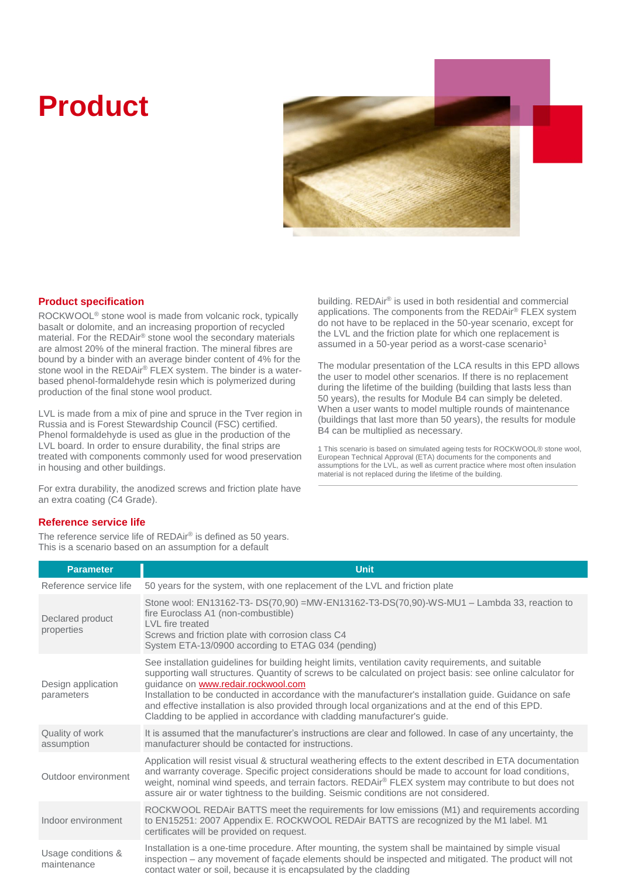# Product

## Product specification

ROCKWOOL® stone wool is made from volcanic rock, typically basalt or dolomite, and an increasing proportion of recycled material. For the REDAir® stone wool the secondary materials are almost 20% of the mineral fraction. The mineral fibres are bound by a binder with an average binder content of 4% for the stone wool in the REDAir® FLEX system. The binder is a water-based phenol-formaldehyde resin which is polymerized during production of the final stone wool product.

LVL is made from a mix of pine and spruce in the Tver region in Russia and is Forest Stewardship Council (FSC) certified. Phenol formaldehyde is used as glue in the production of the LVL board. In order to ensure durability, the final strips are treated with components commonly used for wood preservation in housing and other buildings.

For extra durability, the anodized screws and friction plate have an extra coating (C4 Grade).

## Reference service life

The reference service life of REDAir® is defined as 50 years. This is a scenario based on an assumption for a default building. REDAir® is used in both residential and commercial applications. The components from the REDAir® FLEX system do not have to be replaced in the 50-year scenario, except for the LVL and the friction plate for which one replacement is assumed in a 50-year period as a worst-case scenario[1]

The modular presentation of the LCA results in this EPD allows the user to model other scenarios. If there is no replacement during the lifetime of the building (building that lasts less than 50 years), the results for Module B4 can simply be deleted. When a user wants to model multiple rounds of maintenance (buildings that last more than 50 years), the results for module B4 can be multiplied as necessary.

1 This scenario is based on simulated ageing tests for ROCKWOOL® stone wool, European Technical Approval (ETA) documents for the components and assumptions for the LVL, as well as current practice where most often insulation material is not replaced during the lifetime of the building.

| Parameter | Unit |
| --- | --- |
| Reference service life | 50 years for the system, with one replacement of the LVL and friction plate |
| Declared product properties | Stone wool: EN13162-T3- DS(70,90) =MW-EN13162-T3-DS(70,90)-WS-MU1 – Lambda 33, reaction to fire Euroclass A1 (non-combustible)<br>LVL fire treated<br>Screws and friction plate with corrosion class C4<br>System ETA-13/0900 according to ETAG 034 (pending) |
| Design application parameters | See installation guidelines for building height limits, ventilation cavity requirements, and suitable supporting wall structures. Quantity of screws to be calculated on project basis: see online calculator for guidance on www.redair.rockwool.com<br>Installation to be conducted in accordance with the manufacturer's installation guide. Guidance on safe and effective installation is also provided through local organizations and at the end of this EPD. Cladding to be applied in accordance with cladding manufacturer's guide. |
| Quality of work assumption | It is assumed that the manufacturer's instructions are clear and followed. In case of any uncertainty, the manufacturer should be contacted for instructions. |
| Outdoor environment | Application will resist visual & structural weathering effects to the extent described in ETA documentation and warranty coverage. Specific project considerations should be made to account for load conditions, weight, nominal wind speeds, and terrain factors. REDAir® FLEX system may contribute to but does not assure air or water tightness to the building. Seismic conditions are not considered. |
| Indoor environment | ROCKWOOL REDAir BATTS meet the requirements for low emissions (M1) and requirements according to EN15251: 2007 Appendix E. ROCKWOOL REDAir BATTS are recognized by the M1 label. M1 certificates will be provided on request. |
| Usage conditions & maintenance | Installation is a one-time procedure. After mounting, the system shall be maintained by simple visual inspection – any movement of façade elements should be inspected and mitigated. The product will not contact water or soil, because it is encapsulated by the cladding |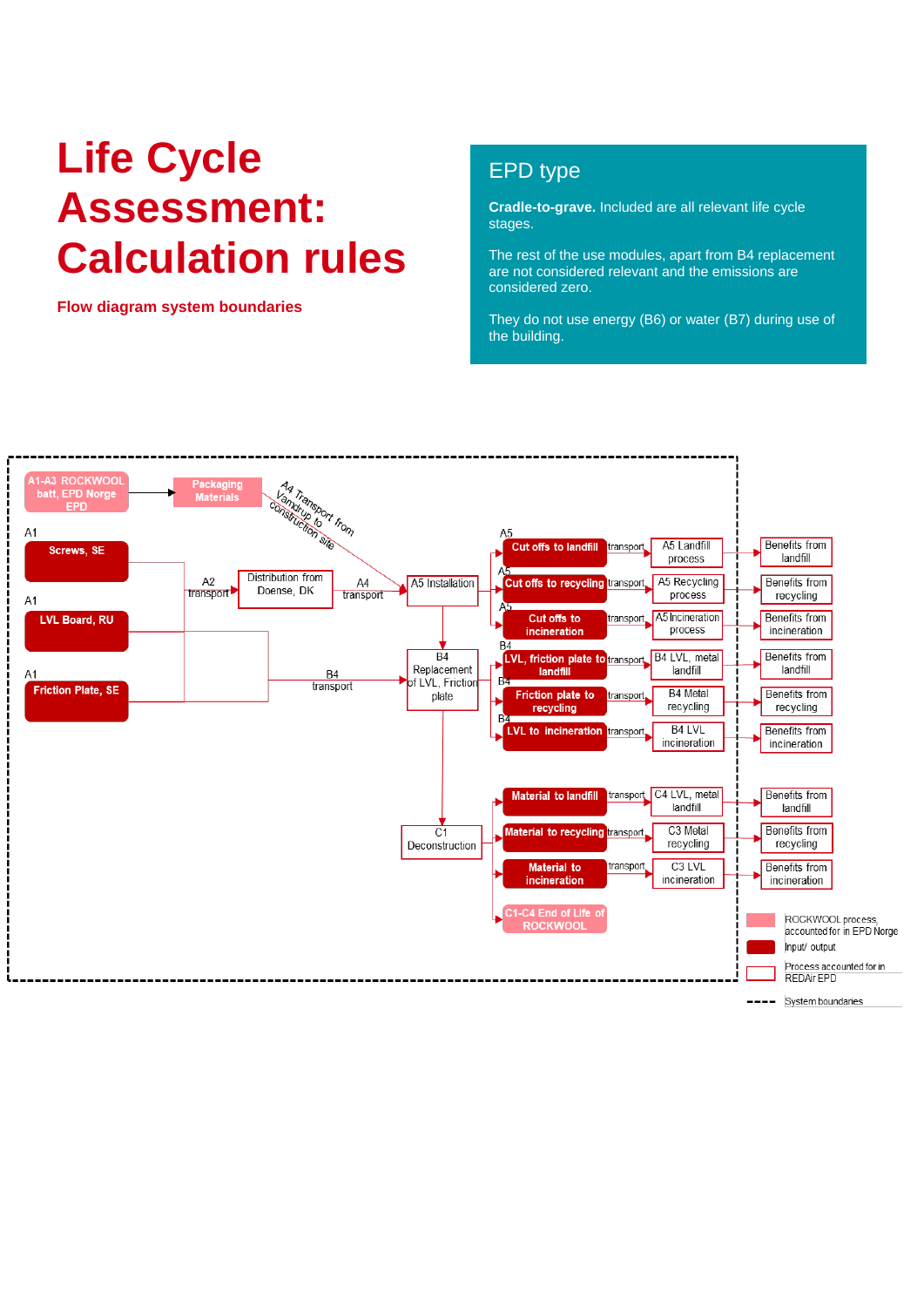# Life Cycle Assessment: Calculation rules

**Flow diagram system boundaries**

## EPD type

**Cradle-to-grave.** Included are all relevant life cycle stages.

The rest of the use modules, apart from B4 replacement are not considered relevant and the emissions are considered zero.

They do not use energy (B6) or water (B7) during use of the building.

A1-A3 ROCKWOOL batt, EPD Norge EPD

Packaging Materials

A4 Transport from Vamdrup to construction site

A1 Screws, SE

A1 LVL Board, RU

A1 Friction Plate, SE

A2 transport

Distribution from Doense, DK

A4 transport

A5 Installation

B4 transport

B4 Replacement of LVL, Friction plate

C1 Deconstruction

A5 Cut offs to landfill — transport — A5 Landfill process — Benefits from landfill

A5 Cut offs to recycling — transport — A5 Recycling process — Benefits from recycling

A5 Cut offs to incineration — transport — A5 Incineration process — Benefits from incineration

B4 LVL, friction plate to landfill — transport — B4 LVL, metal landfill — Benefits from landfill

B4 Friction plate to recycling — transport — B4 Metal recycling — Benefits from recycling

B4 LVL to incineration — transport — B4 LVL incineration — Benefits from incineration

Material to landfill — transport — C4 LVL, metal landfill — Benefits from landfill

Material to recycling — transport — C3 Metal recycling — Benefits from recycling

Material to incineration — transport — C3 LVL incineration — Benefits from incineration

C1-C4 End of Life of ROCKWOOL

Legend:
- ROCKWOOL process, accounted for in EPD Norge
- Input/ output
- Process accounted for in REDAir EPD
- System boundaries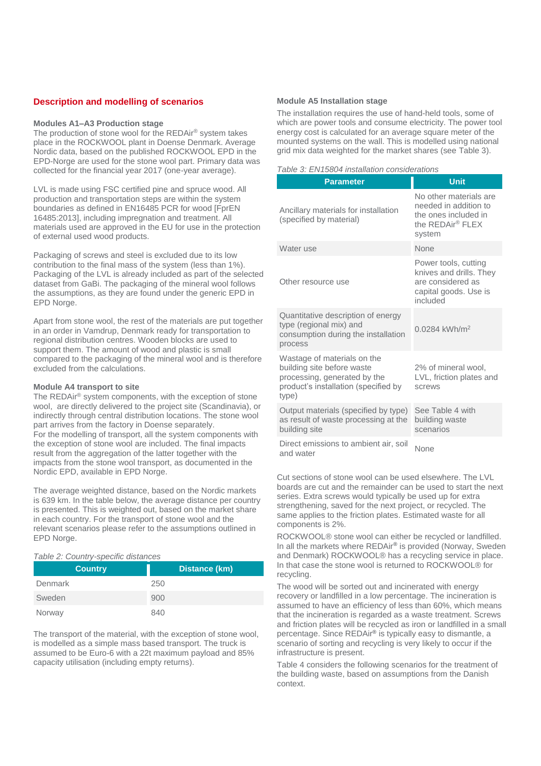## Description and modelling of scenarios

### Modules A1–A3 Production stage

The production of stone wool for the REDAir® system takes place in the ROCKWOOL plant in Doense Denmark. Average Nordic data, based on the published ROCKWOOL EPD in the EPD-Norge are used for the stone wool part. Primary data was collected for the financial year 2017 (one-year average).

LVL is made using FSC certified pine and spruce wood. All production and transportation steps are within the system boundaries as defined in EN16485 PCR for wood [FprEN 16485:2013], including impregnation and treatment. All materials used are approved in the EU for use in the protection of external used wood products.

Packaging of screws and steel is excluded due to its low contribution to the final mass of the system (less than 1%). Packaging of the LVL is already included as part of the selected dataset from GaBi. The packaging of the mineral wool follows the assumptions, as they are found under the generic EPD in EPD Norge.

Apart from stone wool, the rest of the materials are put together in an order in Vamdrup, Denmark ready for transportation to regional distribution centres. Wooden blocks are used to support them. The amount of wood and plastic is small compared to the packaging of the mineral wool and is therefore excluded from the calculations.

### Module A4 transport to site

The REDAir® system components, with the exception of stone wool, are directly delivered to the project site (Scandinavia), or indirectly through central distribution locations. The stone wool part arrives from the factory in Doense separately.
For the modelling of transport, all the system components with the exception of stone wool are included. The final impacts result from the aggregation of the latter together with the impacts from the stone wool transport, as documented in the Nordic EPD, available in EPD Norge.

The average weighted distance, based on the Nordic markets is 639 km. In the table below, the average distance per country is presented. This is weighted out, based on the market share in each country. For the transport of stone wool and the relevant scenarios please refer to the assumptions outlined in EPD Norge.

*Table 2: Country-specific distances*

| Country | Distance (km) |
|---|---|
| Denmark | 250 |
| Sweden | 900 |
| Norway | 840 |

The transport of the material, with the exception of stone wool, is modelled as a simple mass based transport. The truck is assumed to be Euro-6 with a 22t maximum payload and 85% capacity utilisation (including empty returns).

### Module A5 Installation stage

The installation requires the use of hand-held tools, some of which are power tools and consume electricity. The power tool energy cost is calculated for an average square meter of the mounted systems on the wall. This is modelled using national grid mix data weighted for the market shares (see Table 3).

*Table 3: EN15804 installation considerations*

| Parameter | Unit |
|---|---|
| Ancillary materials for installation (specified by material) | No other materials are needed in addition to the ones included in the REDAir® FLEX system |
| Water use | None |
| Other resource use | Power tools, cutting knives and drills. They are considered as capital goods. Use is included |
| Quantitative description of energy type (regional mix) and consumption during the installation process | 0.0284 kWh/m$^2$ |
| Wastage of materials on the building site before waste processing, generated by the product's installation (specified by type) | 2% of mineral wool, LVL, friction plates and screws |
| Output materials (specified by type) as result of waste processing at the building site | See Table 4 with building waste scenarios |
| Direct emissions to ambient air, soil and water | None |

Cut sections of stone wool can be used elsewhere. The LVL boards are cut and the remainder can be used to start the next series. Extra screws would typically be used up for extra strengthening, saved for the next project, or recycled. The same applies to the friction plates. Estimated waste for all components is 2%.

ROCKWOOL® stone wool can either be recycled or landfilled. In all the markets where REDAir® is provided (Norway, Sweden and Denmark) ROCKWOOL® has a recycling service in place. In that case the stone wool is returned to ROCKWOOL® for recycling.

The wood will be sorted out and incinerated with energy recovery or landfilled in a low percentage. The incineration is assumed to have an efficiency of less than 60%, which means that the incineration is regarded as a waste treatment. Screws and friction plates will be recycled as iron or landfilled in a small percentage. Since REDAir® is typically easy to dismantle, a scenario of sorting and recycling is very likely to occur if the infrastructure is present.

Table 4 considers the following scenarios for the treatment of the building waste, based on assumptions from the Danish context.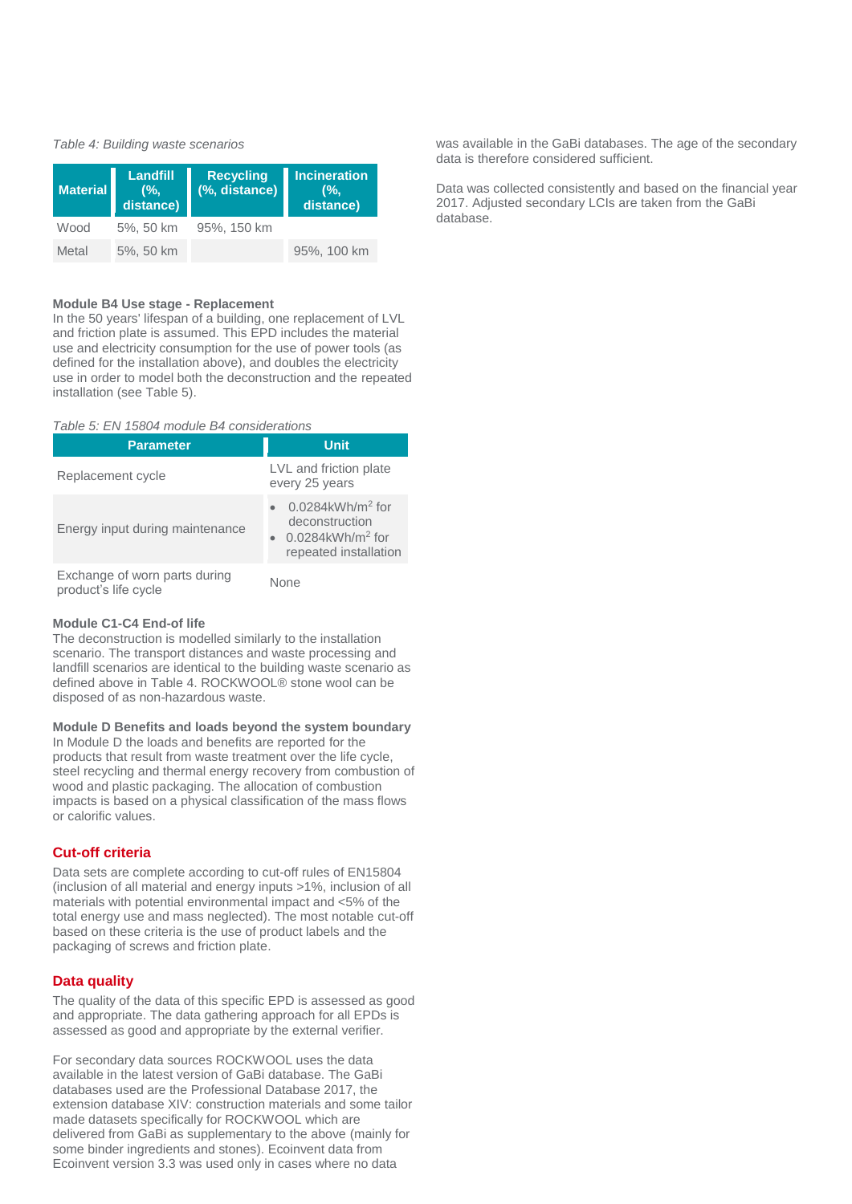*Table 4: Building waste scenarios*

| Material | Landfill (%, distance) | Recycling (%, distance) | Incineration (%, distance) |
|---|---|---|---|
| Wood | 5%, 50 km | 95%, 150 km | |
| Metal | 5%, 50 km | | 95%, 100 km |

**Module B4 Use stage - Replacement**
In the 50 years' lifespan of a building, one replacement of LVL and friction plate is assumed. This EPD includes the material use and electricity consumption for the use of power tools (as defined for the installation above), and doubles the electricity use in order to model both the deconstruction and the repeated installation (see Table 5).

*Table 5: EN 15804 module B4 considerations*

| Parameter | Unit |
|---|---|
| Replacement cycle | LVL and friction plate every 25 years |
| Energy input during maintenance | • 0.0284kWh/m$^2$ for deconstruction<br>• 0.0284kWh/m$^2$ for repeated installation |
| Exchange of worn parts during product's life cycle | None |

**Module C1-C4 End-of life**
The deconstruction is modelled similarly to the installation scenario. The transport distances and waste processing and landfill scenarios are identical to the building waste scenario as defined above in Table 4. ROCKWOOL® stone wool can be disposed of as non-hazardous waste.

**Module D Benefits and loads beyond the system boundary**
In Module D the loads and benefits are reported for the products that result from waste treatment over the life cycle, steel recycling and thermal energy recovery from combustion of wood and plastic packaging. The allocation of combustion impacts is based on a physical classification of the mass flows or calorific values.

## Cut-off criteria

Data sets are complete according to cut-off rules of EN15804 (inclusion of all material and energy inputs >1%, inclusion of all materials with potential environmental impact and <5% of the total energy use and mass neglected). The most notable cut-off based on these criteria is the use of product labels and the packaging of screws and friction plate.

## Data quality

The quality of the data of this specific EPD is assessed as good and appropriate. The data gathering approach for all EPDs is assessed as good and appropriate by the external verifier.

For secondary data sources ROCKWOOL uses the data available in the latest version of GaBi database. The GaBi databases used are the Professional Database 2017, the extension database XIV: construction materials and some tailor made datasets specifically for ROCKWOOL which are delivered from GaBi as supplementary to the above (mainly for some binder ingredients and stones). Ecoinvent data from Ecoinvent version 3.3 was used only in cases where no data was available in the GaBi databases. The age of the secondary data is therefore considered sufficient.

Data was collected consistently and based on the financial year 2017. Adjusted secondary LCIs are taken from the GaBi database.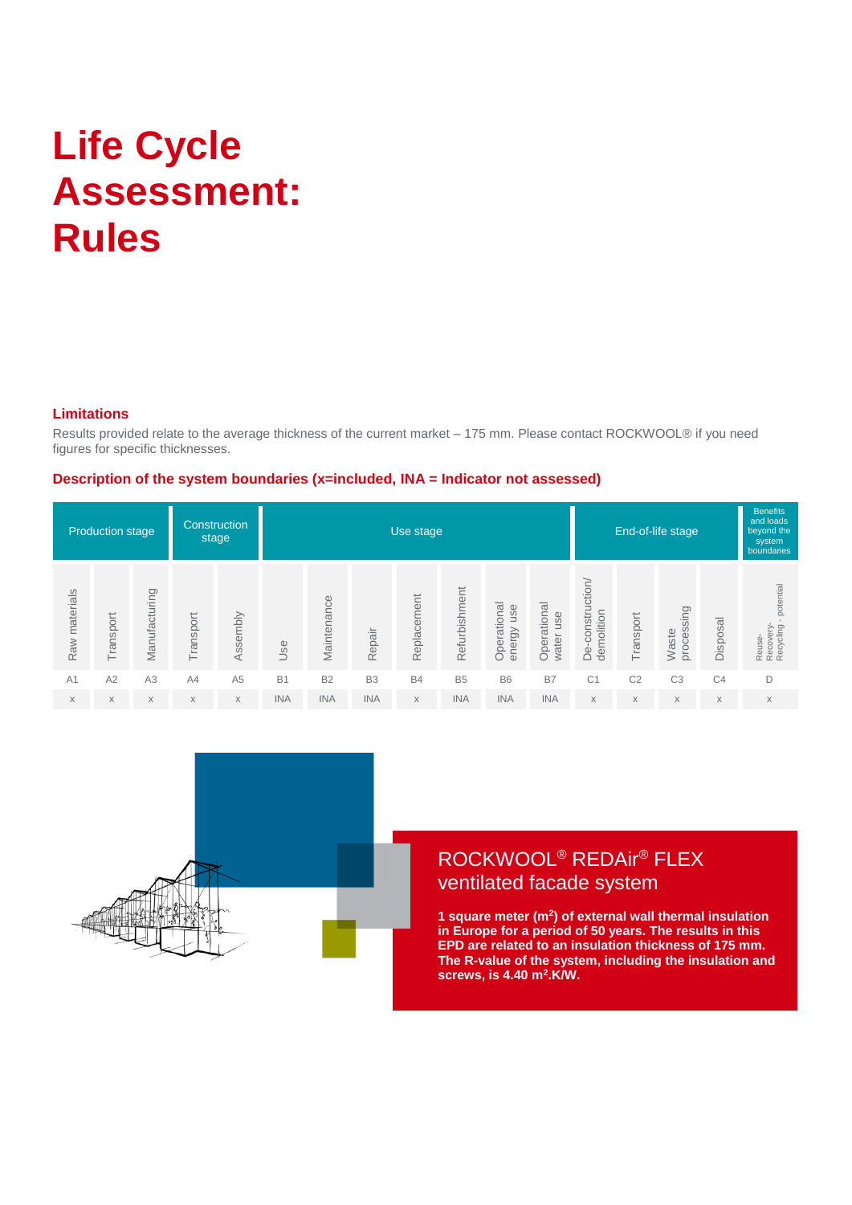# Life Cycle Assessment: Rules

### Limitations

Results provided relate to the average thickness of the current market – 175 mm. Please contact ROCKWOOL® if you need figures for specific thicknesses.

### Description of the system boundaries (x=included, INA = Indicator not assessed)

| Production stage | | | Construction stage | | Use stage | | | | | | | End-of-life stage | | | | Benefits and loads beyond the system boundaries |
|---|---|---|---|---|---|---|---|---|---|---|---|---|---|---|---|---|
| Raw materials | Transport | Manufacturing | Transport | Assembly | Use | Maintenance | Repair | Replacement | Refurbishment | Operational energy use | Operational water use | De-construction/ demolition | Transport | Waste processing | Disposal | Reuse-Recovery-Recycling - potential |
| A1 | A2 | A3 | A4 | A5 | B1 | B2 | B3 | B4 | B5 | B6 | B7 | C1 | C2 | C3 | C4 | D |
| x | x | x | x | x | INA | INA | INA | x | INA | INA | INA | x | x | x | x | x |

## ROCKWOOL® REDAir® FLEX ventilated facade system

**1 square meter ($m^2$) of external wall thermal insulation in Europe for a period of 50 years. The results in this EPD are related to an insulation thickness of 175 mm. The R-value of the system, including the insulation and screws, is 4.40 $m^2$.K/W.**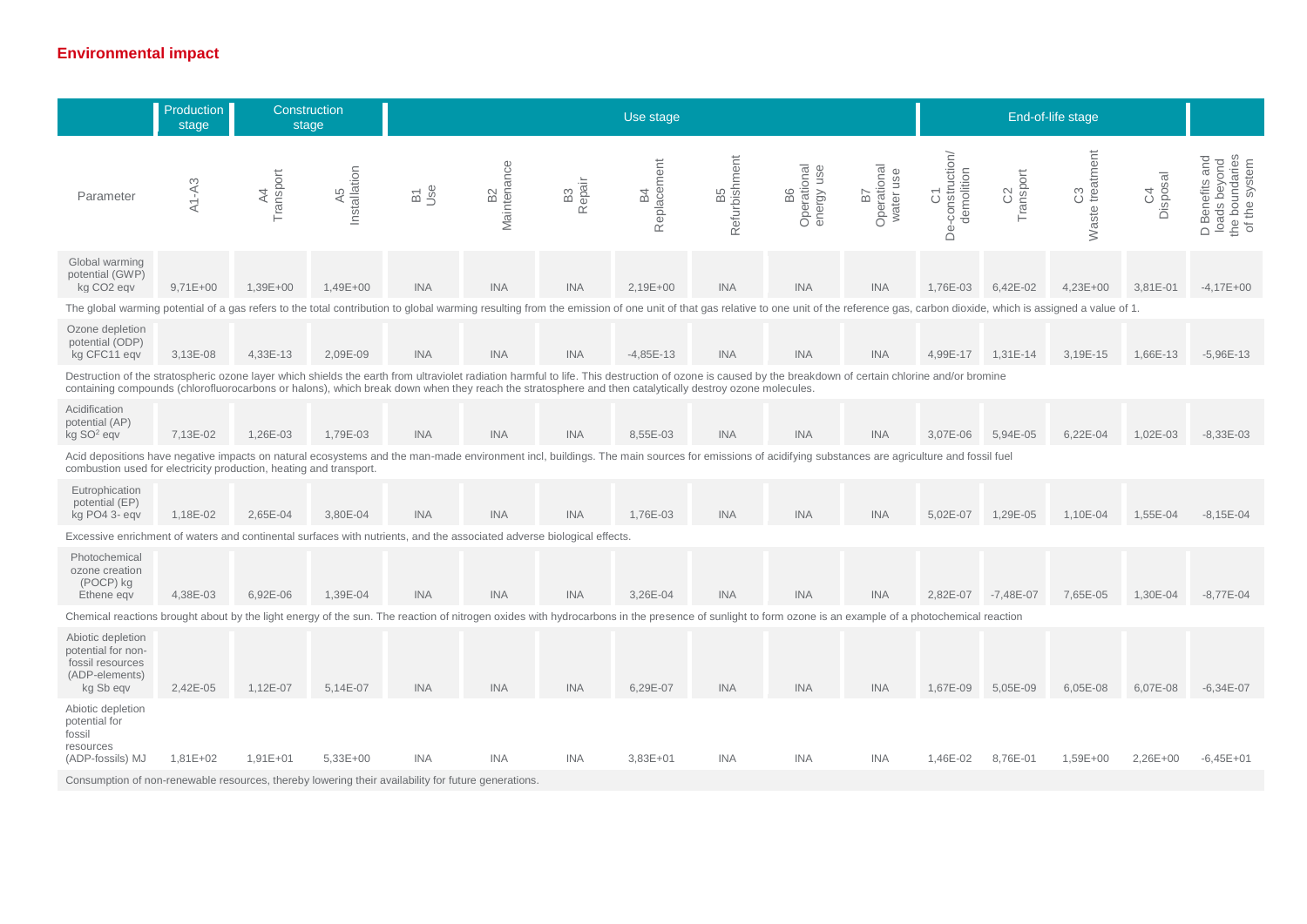## Environmental impact

| | Production stage | Construction stage | | Use stage | | | | | | | End-of-life stage | | | | |
|---|---|---|---|---|---|---|---|---|---|---|---|---|---|---|---|
| Parameter | A1-A3 | A4 Transport | A5 Installation | B1 Use | B2 Maintenance | B3 Repair | B4 Replacement | B5 Refurbishment | B6 Operational energy use | B7 Operational water use | C1 De-construction/ demolition | C2 Transport | C3 Waste treatment | C4 Disposal | D Benefits and loads beyond the boundaries of the system |
| Global warming potential (GWP) kg $CO_2$ eqv | 9,71E+00 | 1,39E+00 | 1,49E+00 | INA | INA | INA | 2,19E+00 | INA | INA | INA | 1,76E-03 | 6,42E-02 | 4,23E+00 | 3,81E-01 | -4,17E+00 |
| The global warming potential of a gas refers to the total contribution to global warming resulting from the emission of one unit of that gas relative to one unit of the reference gas, carbon dioxide, which is assigned a value of 1. | | | | | | | | | | | | | | | |
| Ozone depletion potential (ODP) kg CFC11 eqv | 3,13E-08 | 4,33E-13 | 2,09E-09 | INA | INA | INA | -4,85E-13 | INA | INA | INA | 4,99E-17 | 1,31E-14 | 3,19E-15 | 1,66E-13 | -5,96E-13 |
| Destruction of the stratospheric ozone layer which shields the earth from ultraviolet radiation harmful to life. This destruction of ozone is caused by the breakdown of certain chlorine and/or bromine containing compounds (chlorofluorocarbons or halons), which break down when they reach the stratosphere and then catalytically destroy ozone molecules. | | | | | | | | | | | | | | | |
| Acidification potential (AP) kg $SO^2$ eqv | 7,13E-02 | 1,26E-03 | 1,79E-03 | INA | INA | INA | 8,55E-03 | INA | INA | INA | 3,07E-06 | 5,94E-05 | 6,22E-04 | 1,02E-03 | -8,33E-03 |
| Acid depositions have negative impacts on natural ecosystems and the man-made environment incl, buildings. The main sources for emissions of acidifying substances are agriculture and fossil fuel combustion used for electricity production, heating and transport. | | | | | | | | | | | | | | | |
| Eutrophication potential (EP) kg $PO_4$ 3- eqv | 1,18E-02 | 2,65E-04 | 3,80E-04 | INA | INA | INA | 1,76E-03 | INA | INA | INA | 5,02E-07 | 1,29E-05 | 1,10E-04 | 1,55E-04 | -8,15E-04 |
| Excessive enrichment of waters and continental surfaces with nutrients, and the associated adverse biological effects. | | | | | | | | | | | | | | | |
| Photochemical ozone creation (POCP) kg Ethene eqv | 4,38E-03 | 6,92E-06 | 1,39E-04 | INA | INA | INA | 3,26E-04 | INA | INA | INA | 2,82E-07 | -7,48E-07 | 7,65E-05 | 1,30E-04 | -8,77E-04 |
| Chemical reactions brought about by the light energy of the sun. The reaction of nitrogen oxides with hydrocarbons in the presence of sunlight to form ozone is an example of a photochemical reaction | | | | | | | | | | | | | | | |
| Abiotic depletion potential for non-fossil resources (ADP-elements) kg Sb eqv | 2,42E-05 | 1,12E-07 | 5,14E-07 | INA | INA | INA | 6,29E-07 | INA | INA | INA | 1,67E-09 | 5,05E-09 | 6,05E-08 | 6,07E-08 | -6,34E-07 |
| Abiotic depletion potential for fossil resources (ADP-fossils) MJ | 1,81E+02 | 1,91E+01 | 5,33E+00 | INA | INA | INA | 3,83E+01 | INA | INA | INA | 1,46E-02 | 8,76E-01 | 1,59E+00 | 2,26E+00 | -6,45E+01 |
| Consumption of non-renewable resources, thereby lowering their availability for future generations. | | | | | | | | | | | | | | | |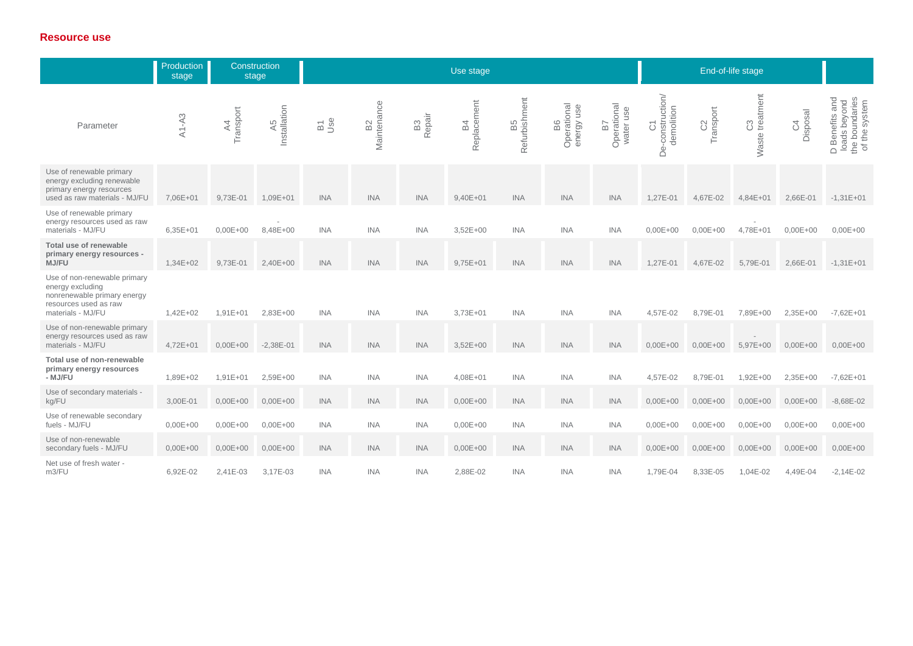## Resource use

| | Production stage | Construction stage | | Use stage | | | | | | | End-of-life stage | | | | |
|---|---|---|---|---|---|---|---|---|---|---|---|---|---|---|---|
| Parameter | A1-A3 | A4 Transport | A5 Installation | B1 Use | B2 Maintenance | B3 Repair | B4 Replacement | B5 Refurbishment | B6 Operational energy use | B7 Operational water use | C1 De-construction/ demolition | C2 Transport | C3 Waste treatment | C4 Disposal | D Benefits and loads beyond the boundaries of the system |
| Use of renewable primary energy excluding renewable primary energy resources used as raw materials - MJ/FU | 7,06E+01 | 9,73E-01 | 1,09E+01 | INA | INA | INA | 9,40E+01 | INA | INA | INA | 1,27E-01 | 4,67E-02 | 4,84E+01 | 2,66E-01 | -1,31E+01 |
| Use of renewable primary energy resources used as raw materials - MJ/FU | 6,35E+01 | 0,00E+00 | -8,48E+00 | INA | INA | INA | 3,52E+00 | INA | INA | INA | 0,00E+00 | 0,00E+00 | -4,78E+01 | 0,00E+00 | 0,00E+00 |
| **Total use of renewable primary energy resources - MJ/FU** | 1,34E+02 | 9,73E-01 | 2,40E+00 | INA | INA | INA | 9,75E+01 | INA | INA | INA | 1,27E-01 | 4,67E-02 | 5,79E-01 | 2,66E-01 | -1,31E+01 |
| Use of non-renewable primary energy excluding nonrenewable primary energy resources used as raw materials - MJ/FU | 1,42E+02 | 1,91E+01 | 2,83E+00 | INA | INA | INA | 3,73E+01 | INA | INA | INA | 4,57E-02 | 8,79E-01 | 7,89E+00 | 2,35E+00 | -7,62E+01 |
| Use of non-renewable primary energy resources used as raw materials - MJ/FU | 4,72E+01 | 0,00E+00 | -2,38E-01 | INA | INA | INA | 3,52E+00 | INA | INA | INA | 0,00E+00 | 0,00E+00 | -5,97E+00 | 0,00E+00 | 0,00E+00 |
| **Total use of non-renewable primary energy resources - MJ/FU** | 1,89E+02 | 1,91E+01 | 2,59E+00 | INA | INA | INA | 4,08E+01 | INA | INA | INA | 4,57E-02 | 8,79E-01 | 1,92E+00 | 2,35E+00 | -7,62E+01 |
| Use of secondary materials - kg/FU | 3,00E-01 | 0,00E+00 | 0,00E+00 | INA | INA | INA | 0,00E+00 | INA | INA | INA | 0,00E+00 | 0,00E+00 | 0,00E+00 | 0,00E+00 | -8,68E-02 |
| Use of renewable secondary fuels - MJ/FU | 0,00E+00 | 0,00E+00 | 0,00E+00 | INA | INA | INA | 0,00E+00 | INA | INA | INA | 0,00E+00 | 0,00E+00 | 0,00E+00 | 0,00E+00 | 0,00E+00 |
| Use of non-renewable secondary fuels - MJ/FU | 0,00E+00 | 0,00E+00 | 0,00E+00 | INA | INA | INA | 0,00E+00 | INA | INA | INA | 0,00E+00 | 0,00E+00 | 0,00E+00 | 0,00E+00 | 0,00E+00 |
| Net use of fresh water - m3/FU | 6,92E-02 | 2,41E-03 | 3,17E-03 | INA | INA | INA | 2,88E-02 | INA | INA | INA | 1,79E-04 | 8,33E-05 | 1,04E-02 | 4,49E-04 | -2,14E-02 |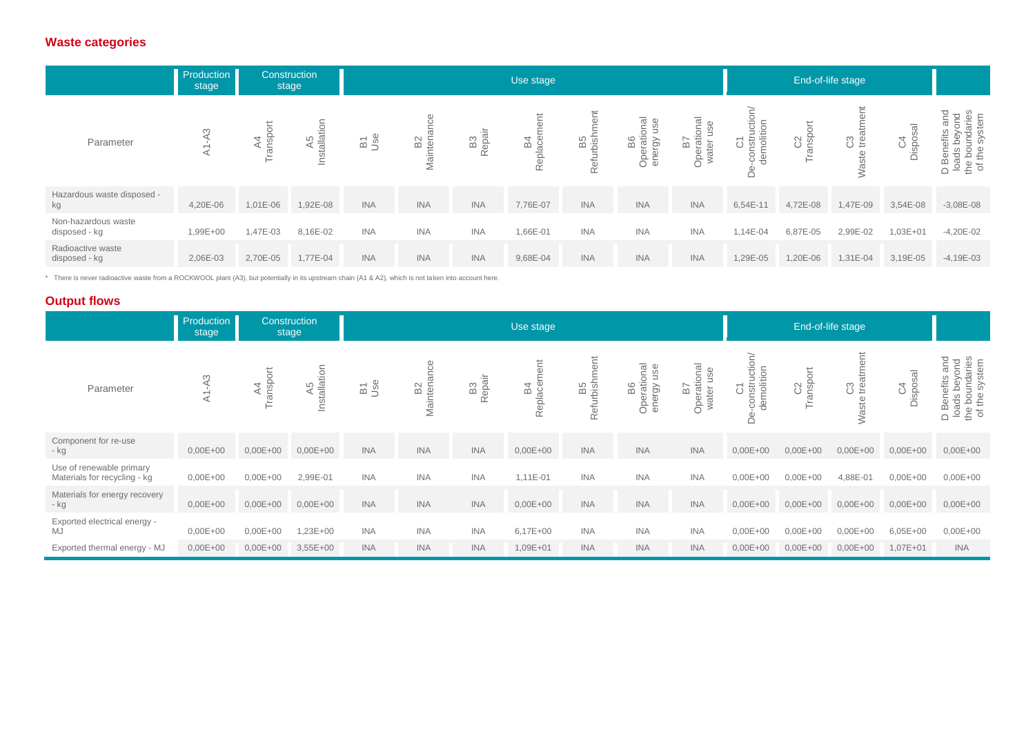## Waste categories

| | Production stage | Construction stage | | Use stage | | | | | | | End-of-life stage | | | | |
|---|---|---|---|---|---|---|---|---|---|---|---|---|---|---|---|
| Parameter | A1-A3 | A4 Transport | A5 Installation | B1 Use | B2 Maintenance | B3 Repair | B4 Replacement | B5 Refurbishment | B6 Operational energy use | B7 Operational water use | C1 De-construction/ demolition | C2 Transport | C3 Waste treatment | C4 Disposal | D Benefits and loads beyond the boundaries of the system |
| Hazardous waste disposed - kg | 4,20E-06 | 1,01E-06 | 1,92E-08 | INA | INA | INA | 7,76E-07 | INA | INA | INA | 6,54E-11 | 4,72E-08 | 1,47E-09 | 3,54E-08 | -3,08E-08 |
| Non-hazardous waste disposed - kg | 1,99E+00 | 1,47E-03 | 8,16E-02 | INA | INA | INA | 1,66E-01 | INA | INA | INA | 1,14E-04 | 6,87E-05 | 2,99E-02 | 1,03E+01 | -4,20E-02 |
| Radioactive waste disposed - kg | 2,06E-03 | 2,70E-05 | 1,77E-04 | INA | INA | INA | 9,68E-04 | INA | INA | INA | 1,29E-05 | 1,20E-06 | 1,31E-04 | 3,19E-05 | -4,19E-03 |

* There is never radioactive waste from a ROCKWOOL plant (A3), but potentially in its upstream chain (A1 & A2), which is not taken into account here.

## Output flows

| | Production stage | Construction stage | | Use stage | | | | | | | End-of-life stage | | | | |
|---|---|---|---|---|---|---|---|---|---|---|---|---|---|---|---|
| Parameter | A1-A3 | A4 Transport | A5 Installation | B1 Use | B2 Maintenance | B3 Repair | B4 Replacement | B5 Refurbishment | B6 Operational energy use | B7 Operational water use | C1 De-construction/ demolition | C2 Transport | C3 Waste treatment | C4 Disposal | D Benefits and loads beyond the boundaries of the system |
| Component for re-use - kg | 0,00E+00 | 0,00E+00 | 0,00E+00 | INA | INA | INA | 0,00E+00 | INA | INA | INA | 0,00E+00 | 0,00E+00 | 0,00E+00 | 0,00E+00 | 0,00E+00 |
| Use of renewable primary Materials for recycling - kg | 0,00E+00 | 0,00E+00 | 2,99E-01 | INA | INA | INA | 1,11E-01 | INA | INA | INA | 0,00E+00 | 0,00E+00 | 4,88E-01 | 0,00E+00 | 0,00E+00 |
| Materials for energy recovery - kg | 0,00E+00 | 0,00E+00 | 0,00E+00 | INA | INA | INA | 0,00E+00 | INA | INA | INA | 0,00E+00 | 0,00E+00 | 0,00E+00 | 0,00E+00 | 0,00E+00 |
| Exported electrical energy - MJ | 0,00E+00 | 0,00E+00 | 1,23E+00 | INA | INA | INA | 6,17E+00 | INA | INA | INA | 0,00E+00 | 0,00E+00 | 0,00E+00 | 6,05E+00 | 0,00E+00 |
| Exported thermal energy - MJ | 0,00E+00 | 0,00E+00 | 3,55E+00 | INA | INA | INA | 1,09E+01 | INA | INA | INA | 0,00E+00 | 0,00E+00 | 0,00E+00 | 1,07E+01 | INA |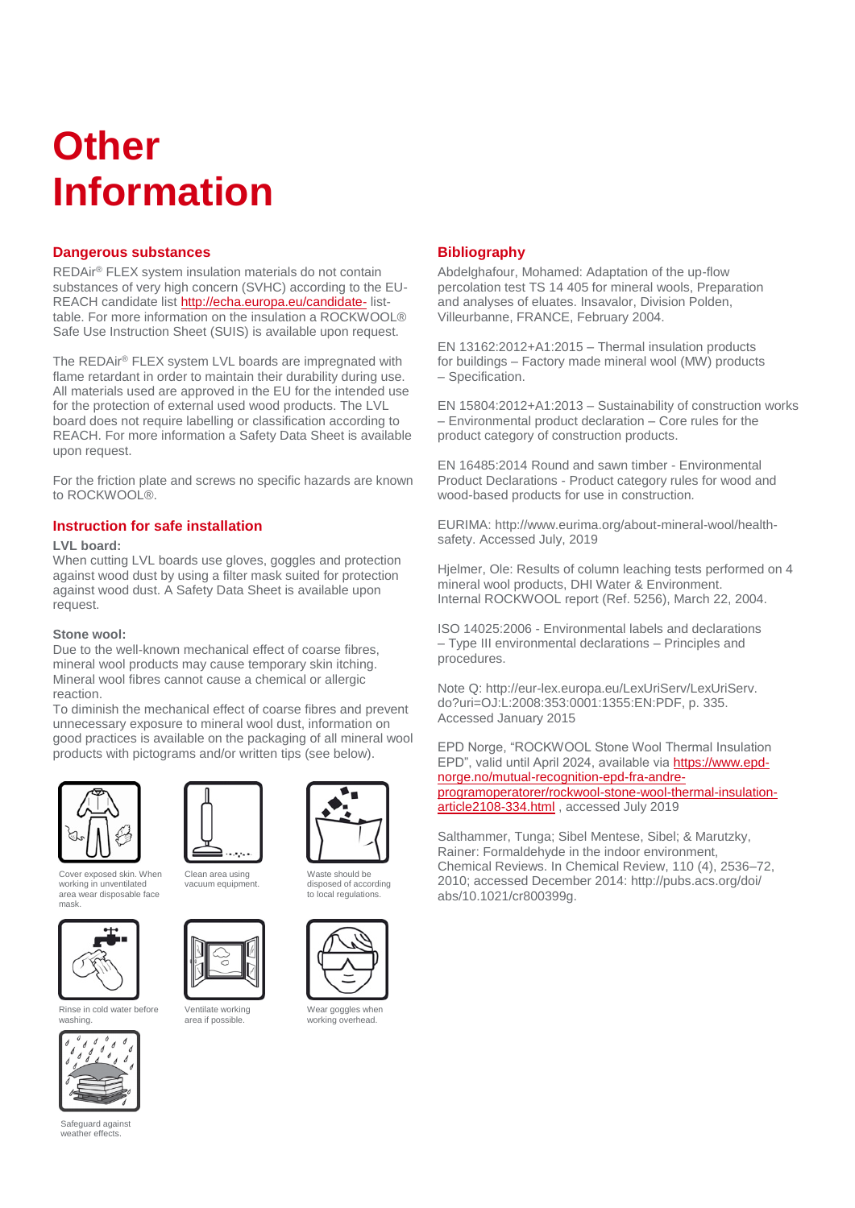// Other Information

## Dangerous substances

REDAir® FLEX system insulation materials do not contain substances of very high concern (SVHC) according to the EU-REACH candidate list http://echa.europa.eu/candidate-list-table. For more information on the insulation a ROCKWOOL® Safe Use Instruction Sheet (SUIS) is available upon request.

The REDAir® FLEX system LVL boards are impregnated with flame retardant in order to maintain their durability during use. All materials used are approved in the EU for the intended use for the protection of external used wood products. The LVL board does not require labelling or classification according to REACH. For more information a Safety Data Sheet is available upon request.

For the friction plate and screws no specific hazards are known to ROCKWOOL®.

## Instruction for safe installation

**LVL board:**
When cutting LVL boards use gloves, goggles and protection against wood dust by using a filter mask suited for protection against wood dust. A Safety Data Sheet is available upon request.

**Stone wool:**
Due to the well-known mechanical effect of coarse fibres, mineral wool products may cause temporary skin itching. Mineral wool fibres cannot cause a chemical or allergic reaction.
To diminish the mechanical effect of coarse fibres and prevent unnecessary exposure to mineral wool dust, information on good practices is available on the packaging of all mineral wool products with pictograms and/or written tips (see below).

Cover exposed skin. When working in unventilated area wear disposable face mask.

Clean area using vacuum equipment.

Waste should be disposed of according to local regulations.

Rinse in cold water before washing.

Ventilate working area if possible.

Wear goggles when working overhead.

Safeguard against weather effects.

## Bibliography

Abdelghafour, Mohamed: Adaptation of the up-flow percolation test TS 14 405 for mineral wools, Preparation and analyses of eluates. Insavalor, Division Polden, Villeurbanne, FRANCE, February 2004.

EN 13162:2012+A1:2015 – Thermal insulation products for buildings – Factory made mineral wool (MW) products – Specification.

EN 15804:2012+A1:2013 – Sustainability of construction works – Environmental product declaration – Core rules for the product category of construction products.

EN 16485:2014 Round and sawn timber - Environmental Product Declarations - Product category rules for wood and wood-based products for use in construction.

EURIMA: http://www.eurima.org/about-mineral-wool/health-safety. Accessed July, 2019

Hjelmer, Ole: Results of column leaching tests performed on 4 mineral wool products, DHI Water & Environment. Internal ROCKWOOL report (Ref. 5256), March 22, 2004.

ISO 14025:2006 - Environmental labels and declarations – Type III environmental declarations – Principles and procedures.

Note Q: http://eur-lex.europa.eu/LexUriServ/LexUriServ.do?uri=OJ:L:2008:353:0001:1355:EN:PDF, p. 335. Accessed January 2015

EPD Norge, "ROCKWOOL Stone Wool Thermal Insulation EPD", valid until April 2024, available via https://www.epd-norge.no/mutual-recognition-epd-fra-andre-programoperatorer/rockwool-stone-wool-thermal-insulation-article2108-334.html , accessed July 2019

Salthammer, Tunga; Sibel Mentese, Sibel; & Marutzky, Rainer: Formaldehyde in the indoor environment, Chemical Reviews. In Chemical Review, 110 (4), 2536–72, 2010; accessed December 2014: http://pubs.acs.org/doi/abs/10.1021/cr800399g.